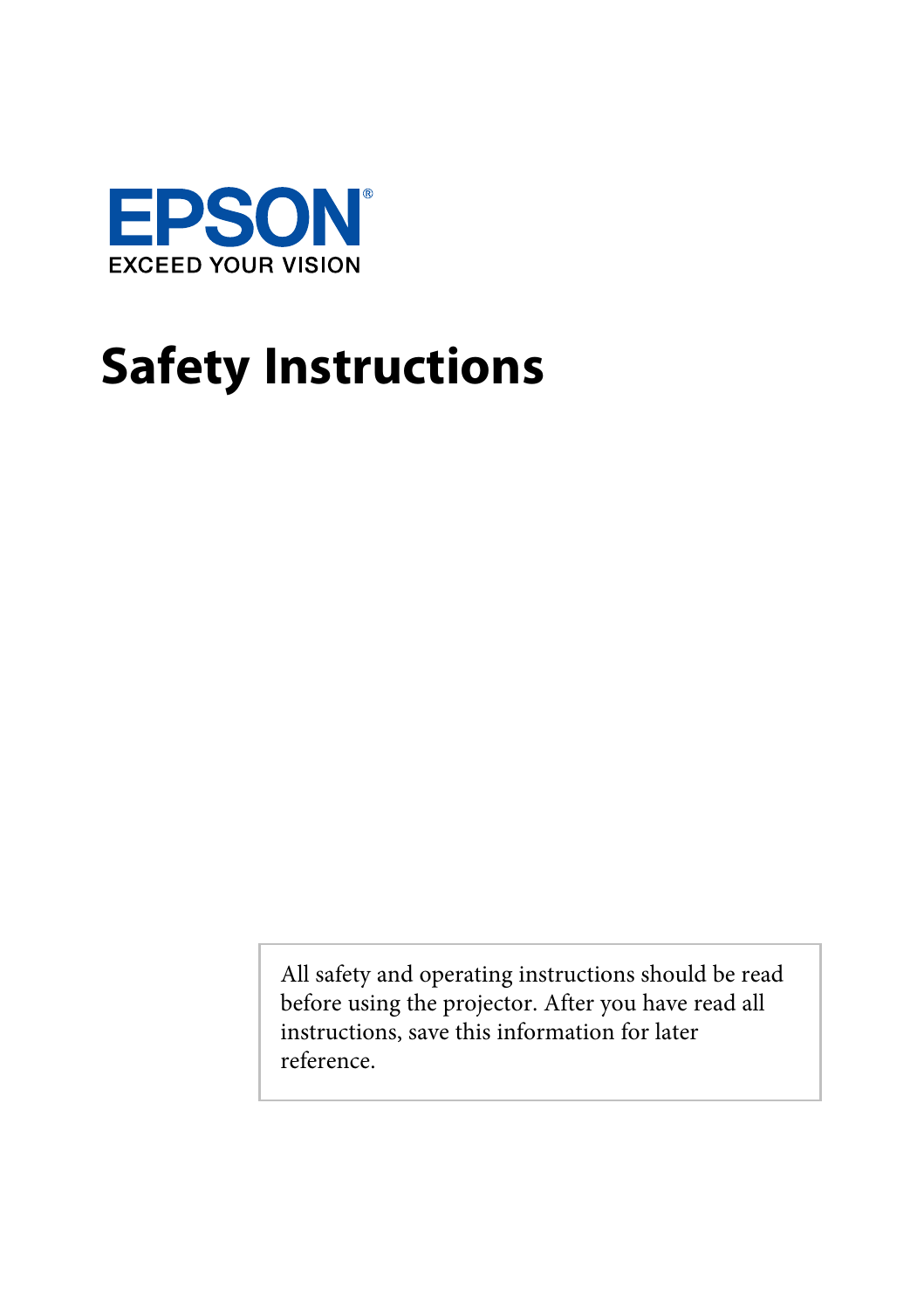EPSON
EXCEED YOUR VISION

# Safety Instructions

All safety and operating instructions should be read before using the projector. After you have read all instructions, save this information for later reference.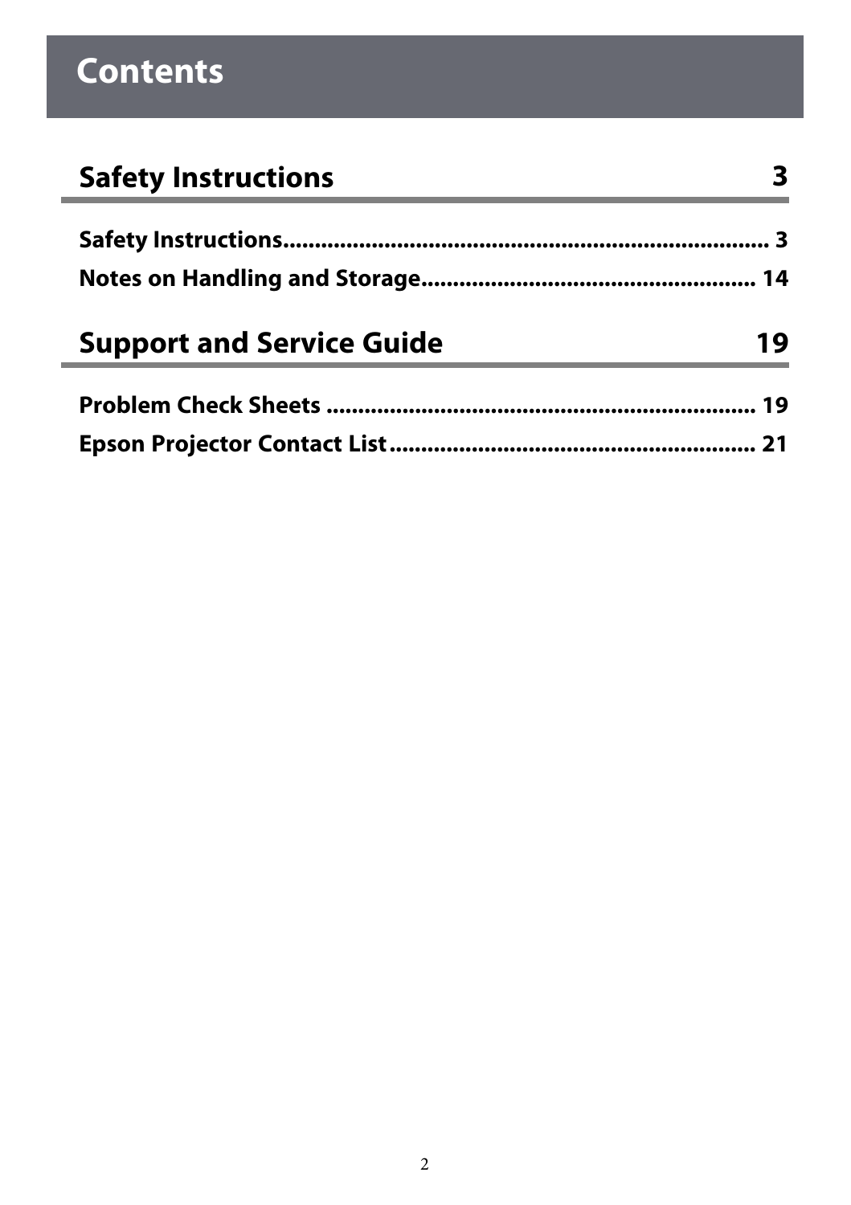# Contents

## Safety Instructions 3

**Safety Instructions** ........................................................................ 3

**Notes on Handling and Storage** .................................................... 14

## Support and Service Guide 19

**Problem Check Sheets** ..................................................................... 19

**Epson Projector Contact List** .......................................................... 21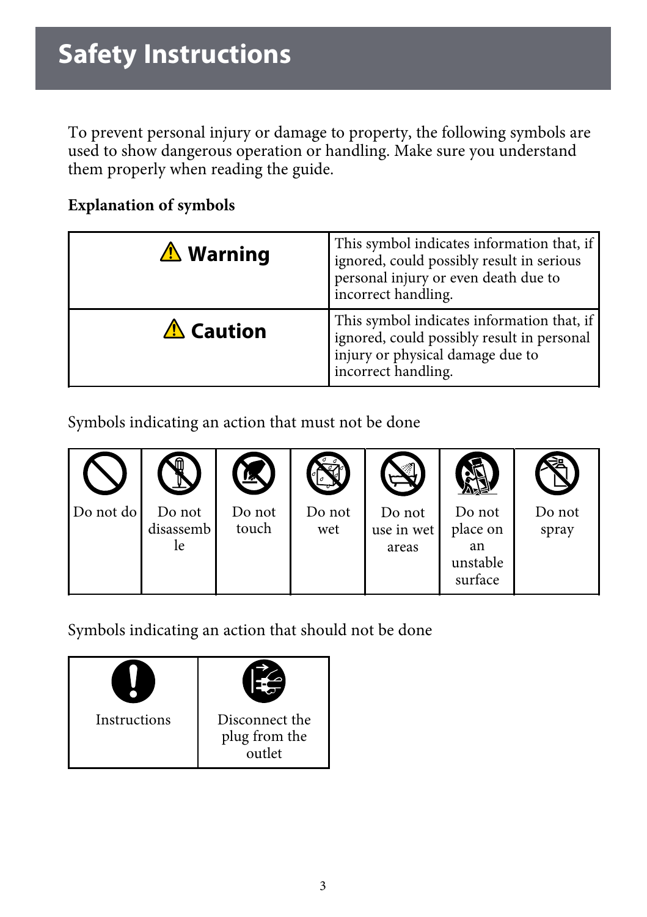# Safety Instructions

To prevent personal injury or damage to property, the following symbols are used to show dangerous operation or handling. Make sure you understand them properly when reading the guide.

**Explanation of symbols**

| | |
|---|---|
| ⚠ **Warning** | This symbol indicates information that, if ignored, could possibly result in serious personal injury or even death due to incorrect handling. |
| ⚠ **Caution** | This symbol indicates information that, if ignored, could possibly result in personal injury or physical damage due to incorrect handling. |

Symbols indicating an action that must not be done

| | | | | | | |
|---|---|---|---|---|---|---|
| Do not do | Do not disassemble | Do not touch | Do not wet | Do not use in wet areas | Do not place on an unstable surface | Do not spray |

Symbols indicating an action that should not be done

| | |
|---|---|
| Instructions | Disconnect the plug from the outlet |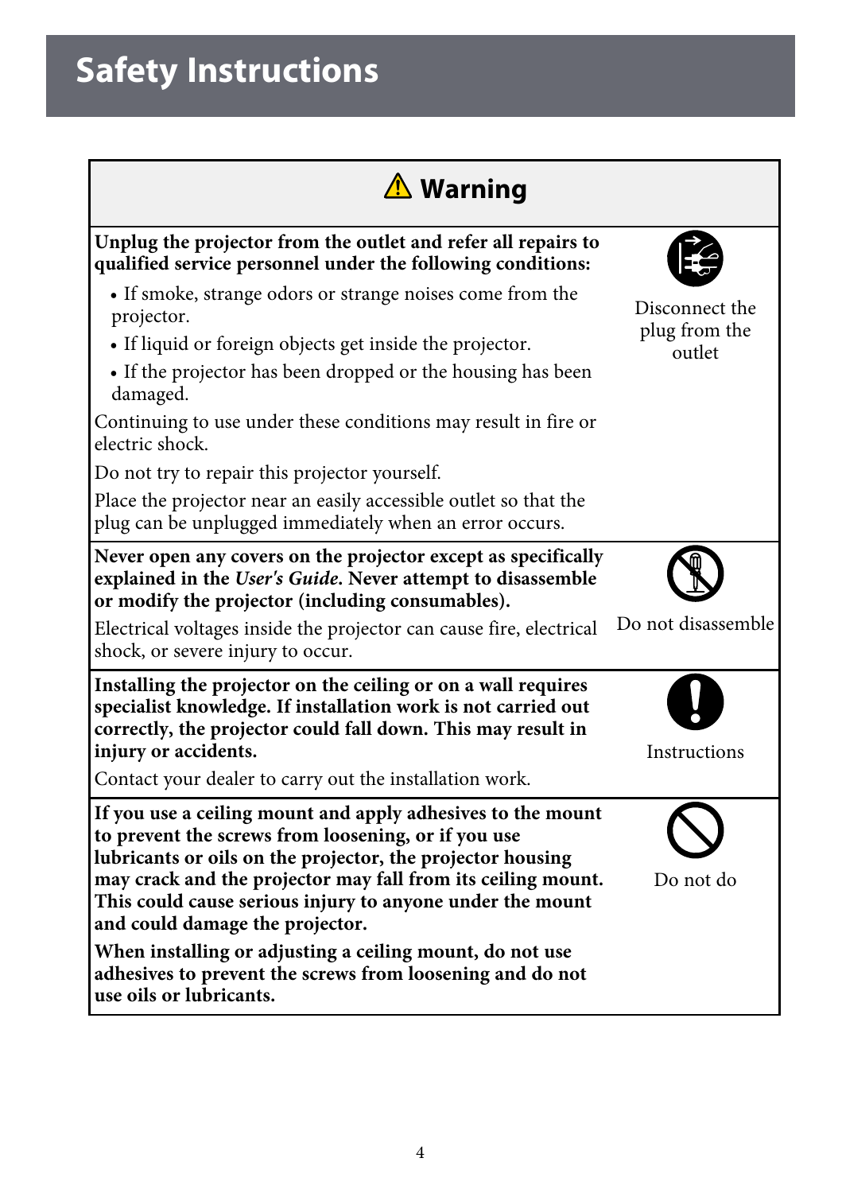# Safety Instructions

## ⚠ Warning

| | |
|---|---|
| **Unplug the projector from the outlet and refer all repairs to qualified service personnel under the following conditions:**<br>• If smoke, strange odors or strange noises come from the projector.<br>• If liquid or foreign objects get inside the projector.<br>• If the projector has been dropped or the housing has been damaged.<br>Continuing to use under these conditions may result in fire or electric shock.<br>Do not try to repair this projector yourself.<br>Place the projector near an easily accessible outlet so that the plug can be unplugged immediately when an error occurs. | Disconnect the plug from the outlet |
| **Never open any covers on the projector except as specifically explained in the *User's Guide*. Never attempt to disassemble or modify the projector (including consumables).**<br>Electrical voltages inside the projector can cause fire, electrical shock, or severe injury to occur. | Do not disassemble |
| **Installing the projector on the ceiling or on a wall requires specialist knowledge. If installation work is not carried out correctly, the projector could fall down. This may result in injury or accidents.**<br>Contact your dealer to carry out the installation work. | Instructions |
| **If you use a ceiling mount and apply adhesives to the mount to prevent the screws from loosening, or if you use lubricants or oils on the projector, the projector housing may crack and the projector may fall from its ceiling mount. This could cause serious injury to anyone under the mount and could damage the projector.**<br>**When installing or adjusting a ceiling mount, do not use adhesives to prevent the screws from loosening and do not use oils or lubricants.** | Do not do |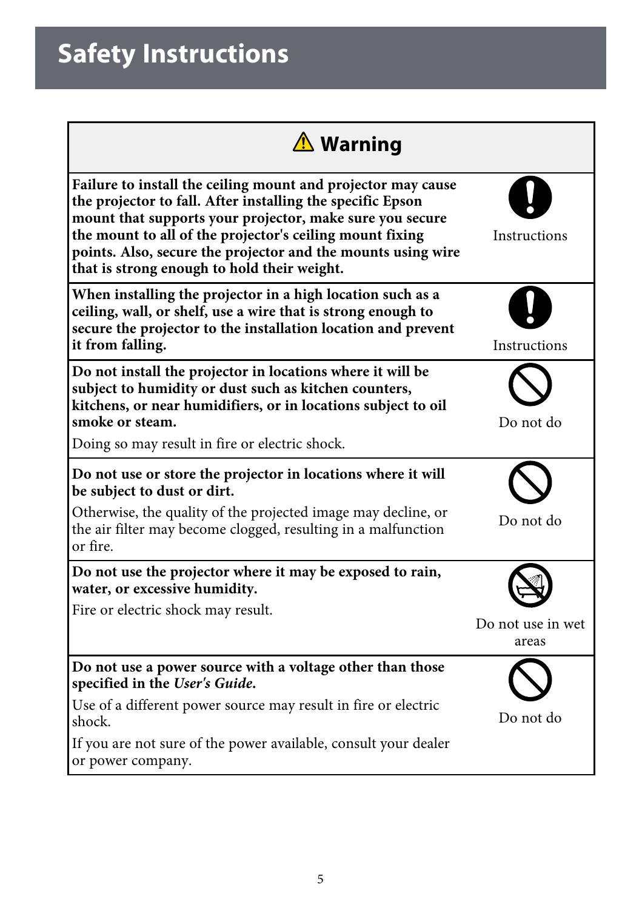# Safety Instructions

| ⚠ Warning | |
|---|---|
| **Failure to install the ceiling mount and projector may cause the projector to fall. After installing the specific Epson mount that supports your projector, make sure you secure the mount to all of the projector's ceiling mount fixing points. Also, secure the projector and the mounts using wire that is strong enough to hold their weight.** | Instructions |
| **When installing the projector in a high location such as a ceiling, wall, or shelf, use a wire that is strong enough to secure the projector to the installation location and prevent it from falling.** | Instructions |
| **Do not install the projector in locations where it will be subject to humidity or dust such as kitchen counters, kitchens, or near humidifiers, or in locations subject to oil smoke or steam.**<br>Doing so may result in fire or electric shock. | Do not do |
| **Do not use or store the projector in locations where it will be subject to dust or dirt.**<br>Otherwise, the quality of the projected image may decline, or the air filter may become clogged, resulting in a malfunction or fire. | Do not do |
| **Do not use the projector where it may be exposed to rain, water, or excessive humidity.**<br>Fire or electric shock may result. | Do not use in wet areas |
| **Do not use a power source with a voltage other than those specified in the *User's Guide*.**<br>Use of a different power source may result in fire or electric shock.<br>If you are not sure of the power available, consult your dealer or power company. | Do not do |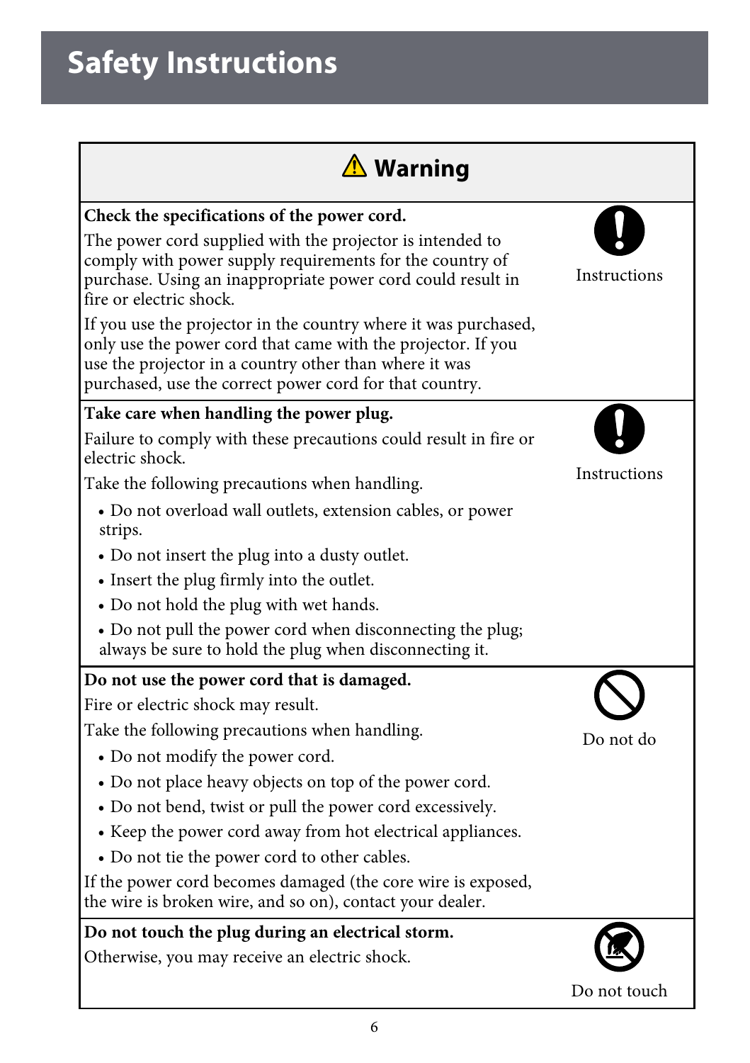# Safety Instructions

## ⚠ Warning

**Check the specifications of the power cord.**

The power cord supplied with the projector is intended to comply with power supply requirements for the country of purchase. Using an inappropriate power cord could result in fire or electric shock.

If you use the projector in the country where it was purchased, only use the power cord that came with the projector. If you use the projector in a country other than where it was purchased, use the correct power cord for that country.

Instructions

**Take care when handling the power plug.**

Failure to comply with these precautions could result in fire or electric shock.

Take the following precautions when handling.

- Do not overload wall outlets, extension cables, or power strips.
- Do not insert the plug into a dusty outlet.
- Insert the plug firmly into the outlet.
- Do not hold the plug with wet hands.
- Do not pull the power cord when disconnecting the plug; always be sure to hold the plug when disconnecting it.

Instructions

**Do not use the power cord that is damaged.**

Fire or electric shock may result.

Take the following precautions when handling.

- Do not modify the power cord.
- Do not place heavy objects on top of the power cord.
- Do not bend, twist or pull the power cord excessively.
- Keep the power cord away from hot electrical appliances.
- Do not tie the power cord to other cables.

If the power cord becomes damaged (the core wire is exposed, the wire is broken wire, and so on), contact your dealer.

Do not do

**Do not touch the plug during an electrical storm.**

Otherwise, you may receive an electric shock.

Do not touch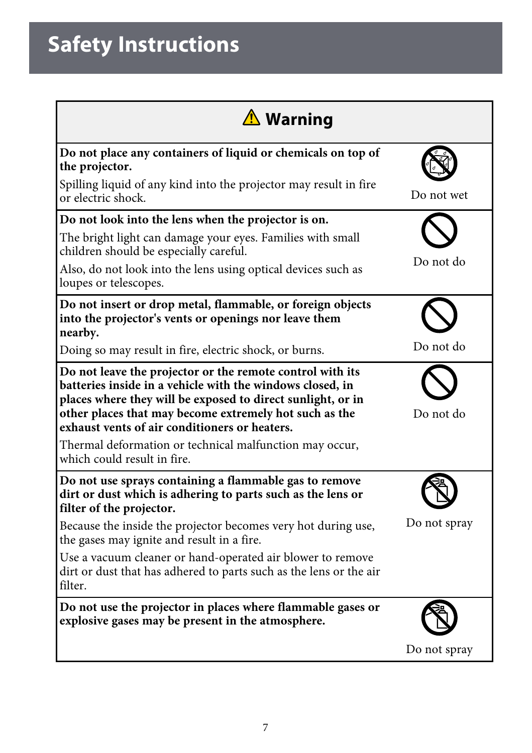# Safety Instructions

| ⚠ Warning | |
|---|---|
| **Do not place any containers of liquid or chemicals on top of the projector.**<br>Spilling liquid of any kind into the projector may result in fire or electric shock. | Do not wet |
| **Do not look into the lens when the projector is on.**<br>The bright light can damage your eyes. Families with small children should be especially careful.<br>Also, do not look into the lens using optical devices such as loupes or telescopes. | Do not do |
| **Do not insert or drop metal, flammable, or foreign objects into the projector's vents or openings nor leave them nearby.**<br>Doing so may result in fire, electric shock, or burns. | Do not do |
| **Do not leave the projector or the remote control with its batteries inside in a vehicle with the windows closed, in places where they will be exposed to direct sunlight, or in other places that may become extremely hot such as the exhaust vents of air conditioners or heaters.**<br>Thermal deformation or technical malfunction may occur, which could result in fire. | Do not do |
| **Do not use sprays containing a flammable gas to remove dirt or dust which is adhering to parts such as the lens or filter of the projector.**<br>Because the inside the projector becomes very hot during use, the gases may ignite and result in a fire.<br>Use a vacuum cleaner or hand-operated air blower to remove dirt or dust that has adhered to parts such as the lens or the air filter. | Do not spray |
| **Do not use the projector in places where flammable gases or explosive gases may be present in the atmosphere.** | Do not spray |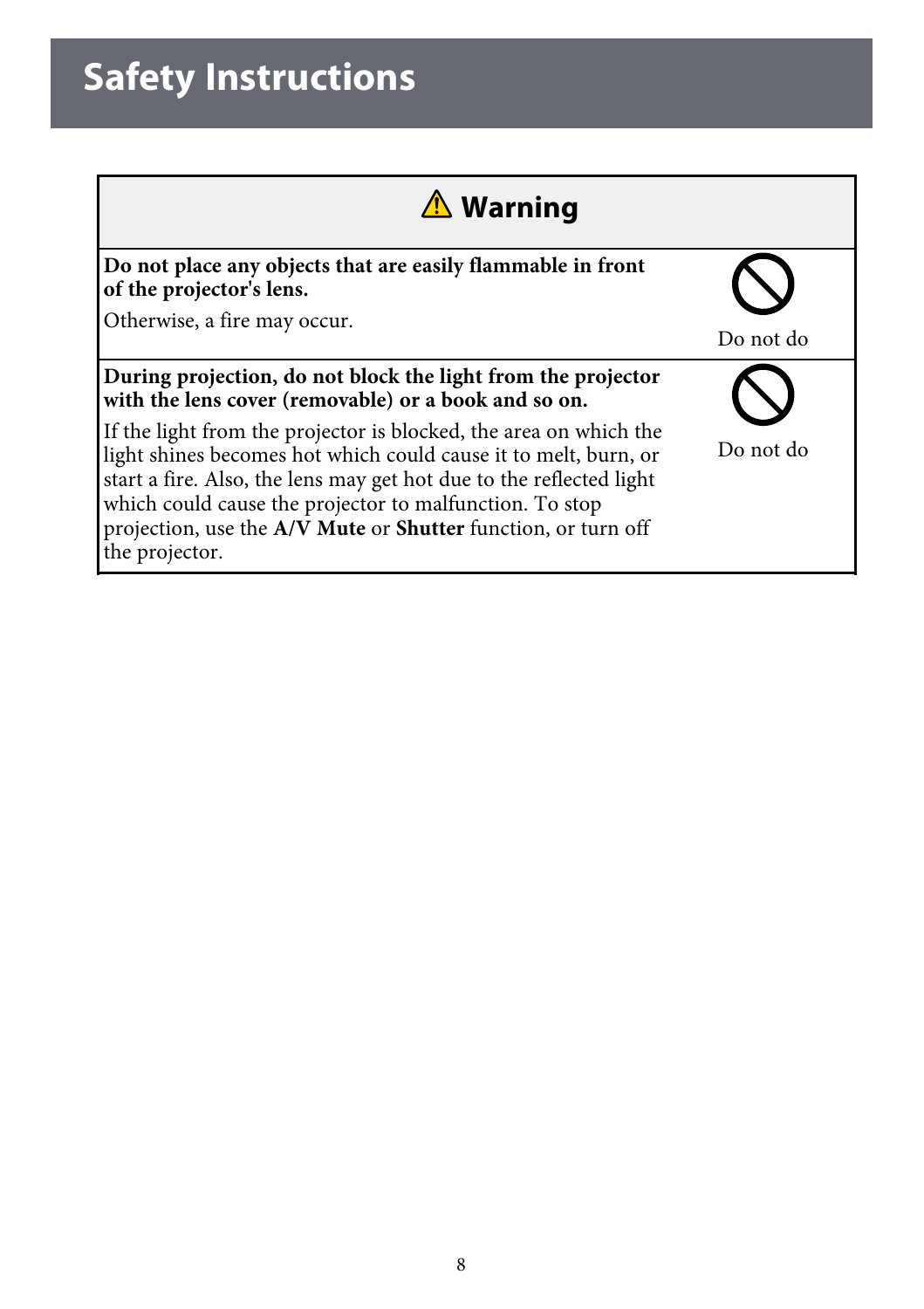# Safety Instructions

| ⚠ Warning | |
|---|---|
| **Do not place any objects that are easily flammable in front of the projector's lens.**<br>Otherwise, a fire may occur. | Do not do |
| **During projection, do not block the light from the projector with the lens cover (removable) or a book and so on.**<br>If the light from the projector is blocked, the area on which the light shines becomes hot which could cause it to melt, burn, or start a fire. Also, the lens may get hot due to the reflected light which could cause the projector to malfunction. To stop projection, use the **A/V Mute** or **Shutter** function, or turn off the projector. | Do not do |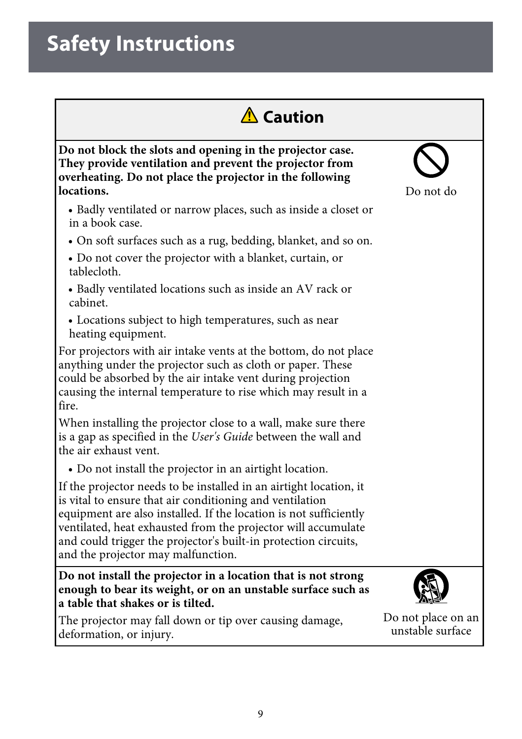# Safety Instructions

## ⚠ Caution

| | |
|---|---|
| **Do not block the slots and opening in the projector case. They provide ventilation and prevent the projector from overheating. Do not place the projector in the following locations.**<br>• Badly ventilated or narrow places, such as inside a closet or in a book case.<br>• On soft surfaces such as a rug, bedding, blanket, and so on.<br>• Do not cover the projector with a blanket, curtain, or tablecloth.<br>• Badly ventilated locations such as inside an AV rack or cabinet.<br>• Locations subject to high temperatures, such as near heating equipment.<br>For projectors with air intake vents at the bottom, do not place anything under the projector such as cloth or paper. These could be absorbed by the air intake vent during projection causing the internal temperature to rise which may result in a fire.<br>When installing the projector close to a wall, make sure there is a gap as specified in the *User's Guide* between the wall and the air exhaust vent.<br>• Do not install the projector in an airtight location.<br>If the projector needs to be installed in an airtight location, it is vital to ensure that air conditioning and ventilation equipment are also installed. If the location is not sufficiently ventilated, heat exhausted from the projector will accumulate and could trigger the projector's built-in protection circuits, and the projector may malfunction. | Do not do |
| **Do not install the projector in a location that is not strong enough to bear its weight, or on an unstable surface such as a table that shakes or is tilted.**<br>The projector may fall down or tip over causing damage, deformation, or injury. | Do not place on an unstable surface |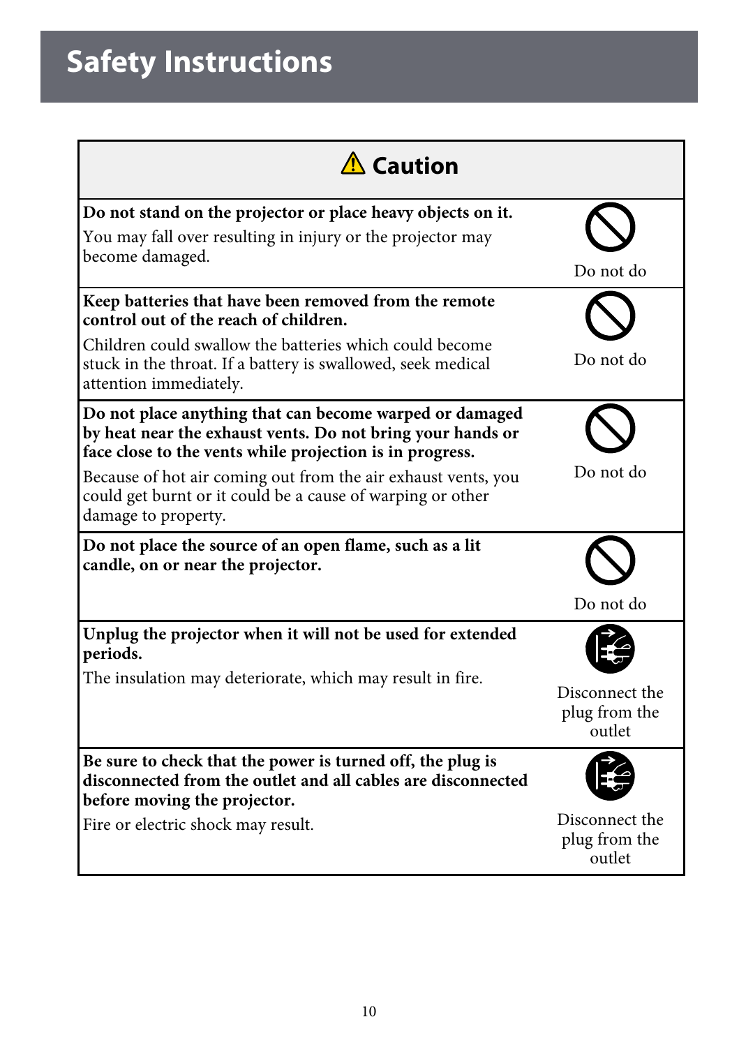# Safety Instructions

| ⚠ Caution | |
|---|---|
| **Do not stand on the projector or place heavy objects on it.**<br>You may fall over resulting in injury or the projector may become damaged. | Do not do |
| **Keep batteries that have been removed from the remote control out of the reach of children.**<br>Children could swallow the batteries which could become stuck in the throat. If a battery is swallowed, seek medical attention immediately. | Do not do |
| **Do not place anything that can become warped or damaged by heat near the exhaust vents. Do not bring your hands or face close to the vents while projection is in progress.**<br>Because of hot air coming out from the air exhaust vents, you could get burnt or it could be a cause of warping or other damage to property. | Do not do |
| **Do not place the source of an open flame, such as a lit candle, on or near the projector.** | Do not do |
| **Unplug the projector when it will not be used for extended periods.**<br>The insulation may deteriorate, which may result in fire. | Disconnect the plug from the outlet |
| **Be sure to check that the power is turned off, the plug is disconnected from the outlet and all cables are disconnected before moving the projector.**<br>Fire or electric shock may result. | Disconnect the plug from the outlet |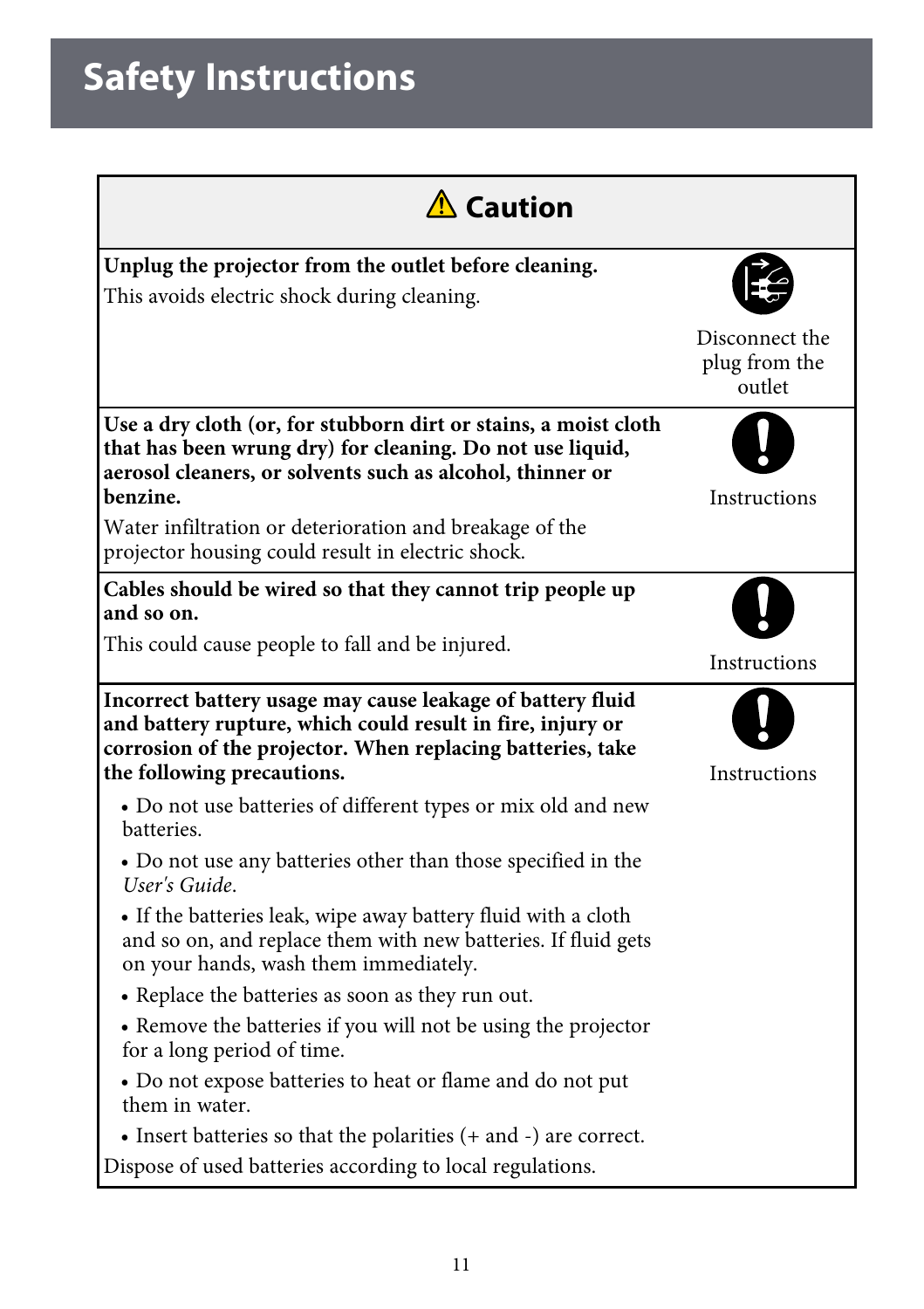# Safety Instructions

| ⚠ Caution | |
|---|---|
| **Unplug the projector from the outlet before cleaning.**<br>This avoids electric shock during cleaning. | Disconnect the plug from the outlet |
| **Use a dry cloth (or, for stubborn dirt or stains, a moist cloth that has been wrung dry) for cleaning. Do not use liquid, aerosol cleaners, or solvents such as alcohol, thinner or benzine.**<br>Water infiltration or deterioration and breakage of the projector housing could result in electric shock. | Instructions |
| **Cables should be wired so that they cannot trip people up and so on.**<br>This could cause people to fall and be injured. | Instructions |
| **Incorrect battery usage may cause leakage of battery fluid and battery rupture, which could result in fire, injury or corrosion of the projector. When replacing batteries, take the following precautions.**<br>• Do not use batteries of different types or mix old and new batteries.<br>• Do not use any batteries other than those specified in the *User's Guide*.<br>• If the batteries leak, wipe away battery fluid with a cloth and so on, and replace them with new batteries. If fluid gets on your hands, wash them immediately.<br>• Replace the batteries as soon as they run out.<br>• Remove the batteries if you will not be using the projector for a long period of time.<br>• Do not expose batteries to heat or flame and do not put them in water.<br>• Insert batteries so that the polarities (+ and -) are correct.<br>Dispose of used batteries according to local regulations. | Instructions |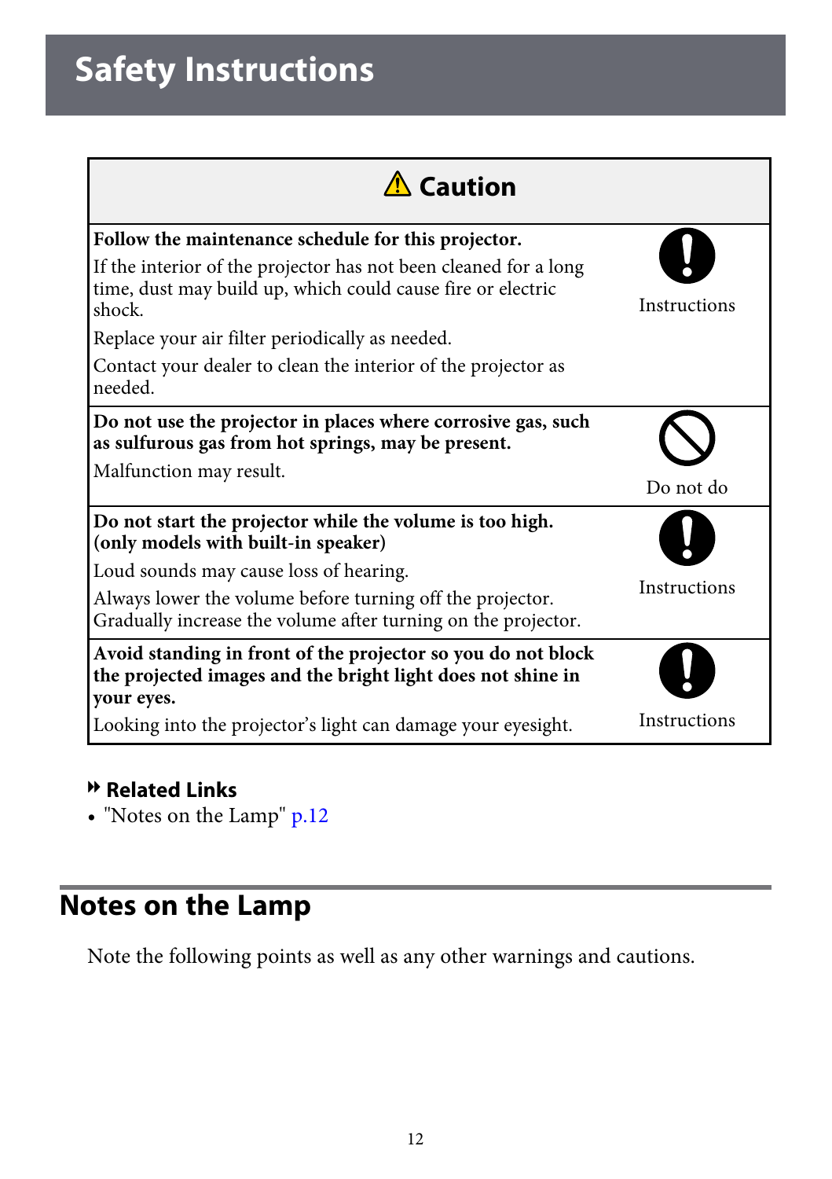# Safety Instructions

| ⚠ Caution | |
|---|---|
| **Follow the maintenance schedule for this projector.**<br>If the interior of the projector has not been cleaned for a long time, dust may build up, which could cause fire or electric shock.<br>Replace your air filter periodically as needed.<br>Contact your dealer to clean the interior of the projector as needed. | Instructions |
| **Do not use the projector in places where corrosive gas, such as sulfurous gas from hot springs, may be present.**<br>Malfunction may result. | Do not do |
| **Do not start the projector while the volume is too high. (only models with built-in speaker)**<br>Loud sounds may cause loss of hearing.<br>Always lower the volume before turning off the projector. Gradually increase the volume after turning on the projector. | Instructions |
| **Avoid standing in front of the projector so you do not block the projected images and the bright light does not shine in your eyes.**<br>Looking into the projector's light can damage your eyesight. | Instructions |

**Related Links**

- "Notes on the Lamp" p.12

## Notes on the Lamp

Note the following points as well as any other warnings and cautions.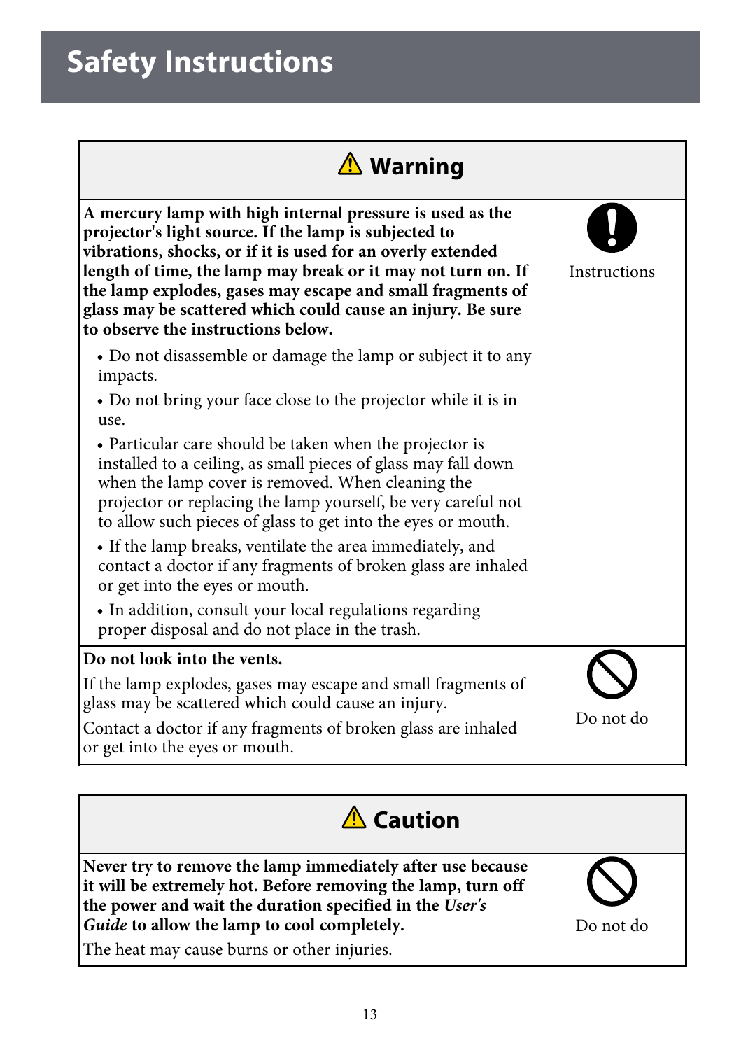# Safety Instructions

## ⚠ Warning

**A mercury lamp with high internal pressure is used as the projector's light source. If the lamp is subjected to vibrations, shocks, or if it is used for an overly extended length of time, the lamp may break or it may not turn on. If the lamp explodes, gases may escape and small fragments of glass may be scattered which could cause an injury. Be sure to observe the instructions below.**

- Do not disassemble or damage the lamp or subject it to any impacts.
- Do not bring your face close to the projector while it is in use.
- Particular care should be taken when the projector is installed to a ceiling, as small pieces of glass may fall down when the lamp cover is removed. When cleaning the projector or replacing the lamp yourself, be very careful not to allow such pieces of glass to get into the eyes or mouth.
- If the lamp breaks, ventilate the area immediately, and contact a doctor if any fragments of broken glass are inhaled or get into the eyes or mouth.
- In addition, consult your local regulations regarding proper disposal and do not place in the trash.

Instructions

**Do not look into the vents.**

If the lamp explodes, gases may escape and small fragments of glass may be scattered which could cause an injury.

Contact a doctor if any fragments of broken glass are inhaled or get into the eyes or mouth.

Do not do

## ⚠ Caution

**Never try to remove the lamp immediately after use because it will be extremely hot. Before removing the lamp, turn off the power and wait the duration specified in the *User's Guide* to allow the lamp to cool completely.**

The heat may cause burns or other injuries.

Do not do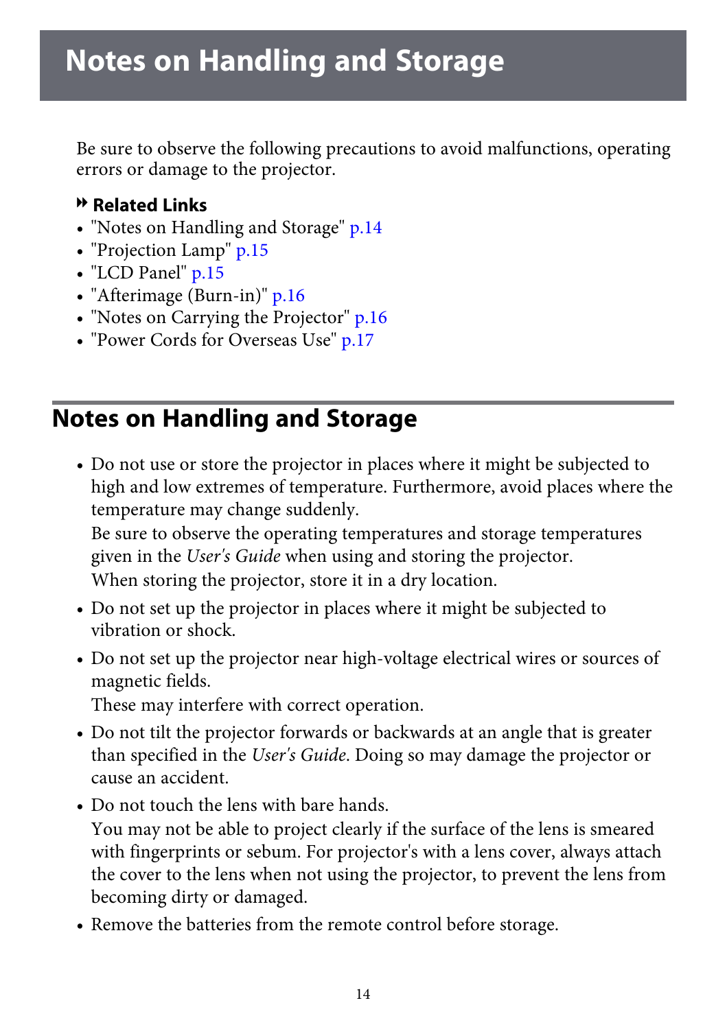# Notes on Handling and Storage

Be sure to observe the following precautions to avoid malfunctions, operating errors or damage to the projector.

**Related Links**

- "Notes on Handling and Storage" p.14
- "Projection Lamp" p.15
- "LCD Panel" p.15
- "Afterimage (Burn-in)" p.16
- "Notes on Carrying the Projector" p.16
- "Power Cords for Overseas Use" p.17

## Notes on Handling and Storage

- Do not use or store the projector in places where it might be subjected to high and low extremes of temperature. Furthermore, avoid places where the temperature may change suddenly.
  Be sure to observe the operating temperatures and storage temperatures given in the *User's Guide* when using and storing the projector.
  When storing the projector, store it in a dry location.
- Do not set up the projector in places where it might be subjected to vibration or shock.
- Do not set up the projector near high-voltage electrical wires or sources of magnetic fields.
  These may interfere with correct operation.
- Do not tilt the projector forwards or backwards at an angle that is greater than specified in the *User's Guide*. Doing so may damage the projector or cause an accident.
- Do not touch the lens with bare hands.
  You may not be able to project clearly if the surface of the lens is smeared with fingerprints or sebum. For projector's with a lens cover, always attach the cover to the lens when not using the projector, to prevent the lens from becoming dirty or damaged.
- Remove the batteries from the remote control before storage.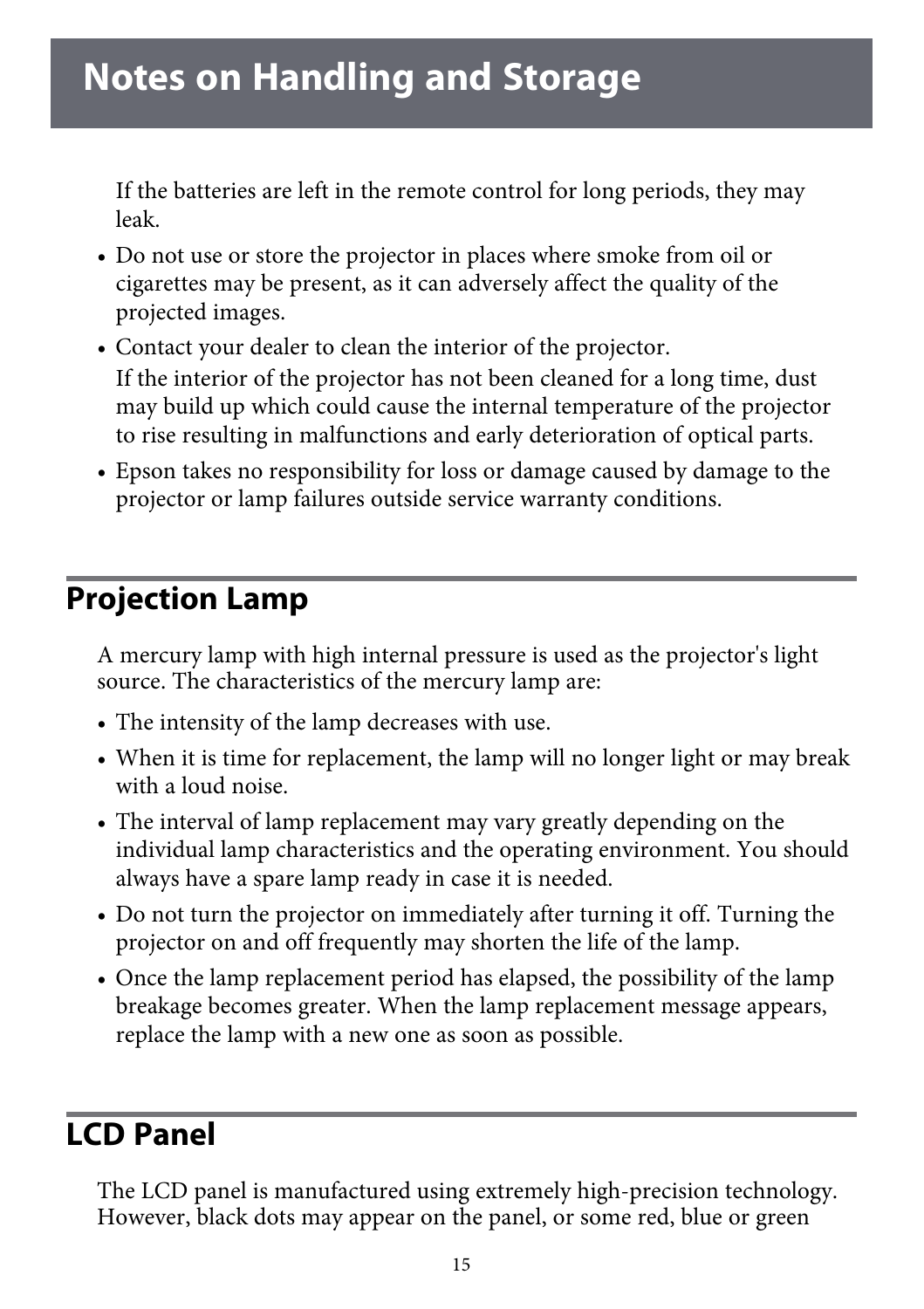# Notes on Handling and Storage

If the batteries are left in the remote control for long periods, they may leak.

- Do not use or store the projector in places where smoke from oil or cigarettes may be present, as it can adversely affect the quality of the projected images.
- Contact your dealer to clean the interior of the projector.
  If the interior of the projector has not been cleaned for a long time, dust may build up which could cause the internal temperature of the projector to rise resulting in malfunctions and early deterioration of optical parts.
- Epson takes no responsibility for loss or damage caused by damage to the projector or lamp failures outside service warranty conditions.

## Projection Lamp

A mercury lamp with high internal pressure is used as the projector's light source. The characteristics of the mercury lamp are:

- The intensity of the lamp decreases with use.
- When it is time for replacement, the lamp will no longer light or may break with a loud noise.
- The interval of lamp replacement may vary greatly depending on the individual lamp characteristics and the operating environment. You should always have a spare lamp ready in case it is needed.
- Do not turn the projector on immediately after turning it off. Turning the projector on and off frequently may shorten the life of the lamp.
- Once the lamp replacement period has elapsed, the possibility of the lamp breakage becomes greater. When the lamp replacement message appears, replace the lamp with a new one as soon as possible.

## LCD Panel

The LCD panel is manufactured using extremely high-precision technology. However, black dots may appear on the panel, or some red, blue or green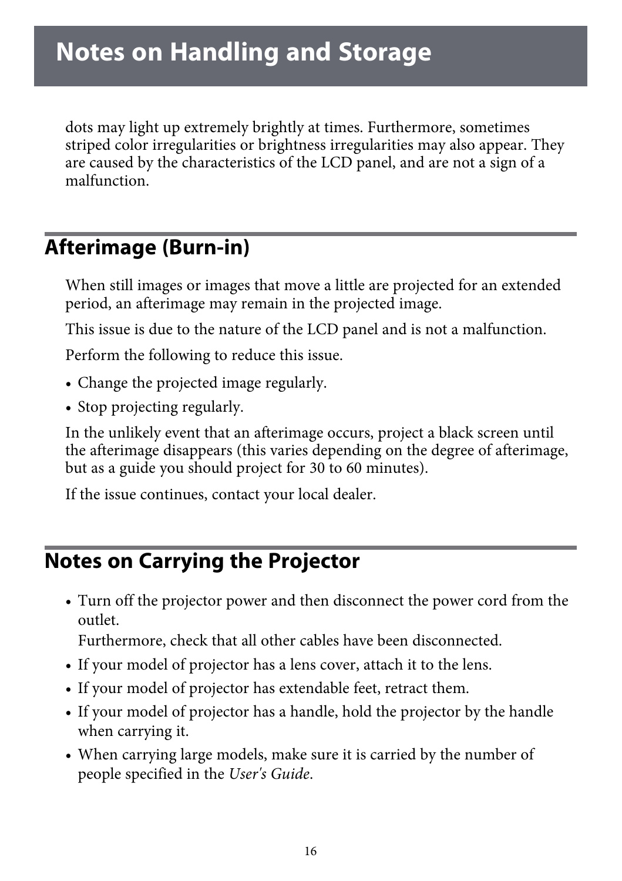# Notes on Handling and Storage

dots may light up extremely brightly at times. Furthermore, sometimes striped color irregularities or brightness irregularities may also appear. They are caused by the characteristics of the LCD panel, and are not a sign of a malfunction.

## Afterimage (Burn-in)

When still images or images that move a little are projected for an extended period, an afterimage may remain in the projected image.

This issue is due to the nature of the LCD panel and is not a malfunction.

Perform the following to reduce this issue.

- Change the projected image regularly.
- Stop projecting regularly.

In the unlikely event that an afterimage occurs, project a black screen until the afterimage disappears (this varies depending on the degree of afterimage, but as a guide you should project for 30 to 60 minutes).

If the issue continues, contact your local dealer.

## Notes on Carrying the Projector

- Turn off the projector power and then disconnect the power cord from the outlet.
  Furthermore, check that all other cables have been disconnected.
- If your model of projector has a lens cover, attach it to the lens.
- If your model of projector has extendable feet, retract them.
- If your model of projector has a handle, hold the projector by the handle when carrying it.
- When carrying large models, make sure it is carried by the number of people specified in the *User's Guide*.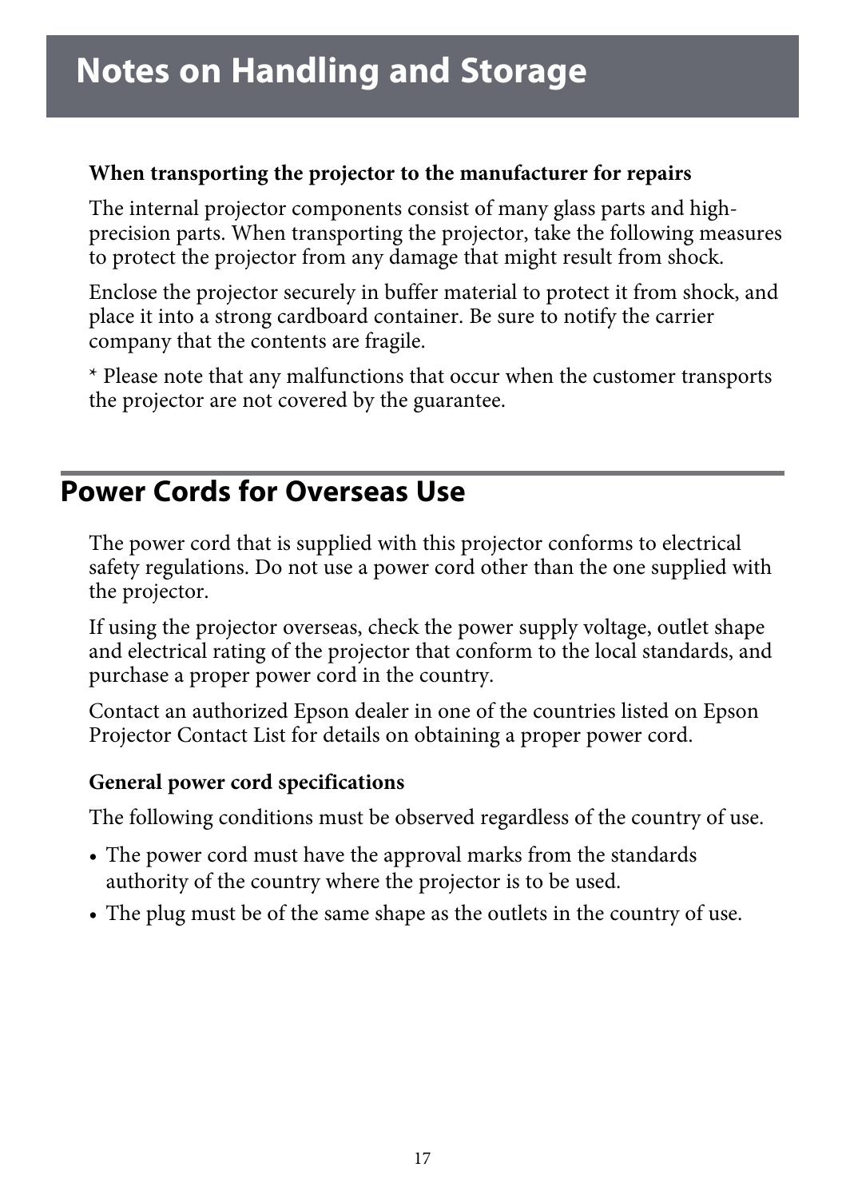# Notes on Handling and Storage

**When transporting the projector to the manufacturer for repairs**

The internal projector components consist of many glass parts and high-precision parts. When transporting the projector, take the following measures to protect the projector from any damage that might result from shock.

Enclose the projector securely in buffer material to protect it from shock, and place it into a strong cardboard container. Be sure to notify the carrier company that the contents are fragile.

* Please note that any malfunctions that occur when the customer transports the projector are not covered by the guarantee.

## Power Cords for Overseas Use

The power cord that is supplied with this projector conforms to electrical safety regulations. Do not use a power cord other than the one supplied with the projector.

If using the projector overseas, check the power supply voltage, outlet shape and electrical rating of the projector that conform to the local standards, and purchase a proper power cord in the country.

Contact an authorized Epson dealer in one of the countries listed on Epson Projector Contact List for details on obtaining a proper power cord.

**General power cord specifications**

The following conditions must be observed regardless of the country of use.

- The power cord must have the approval marks from the standards authority of the country where the projector is to be used.
- The plug must be of the same shape as the outlets in the country of use.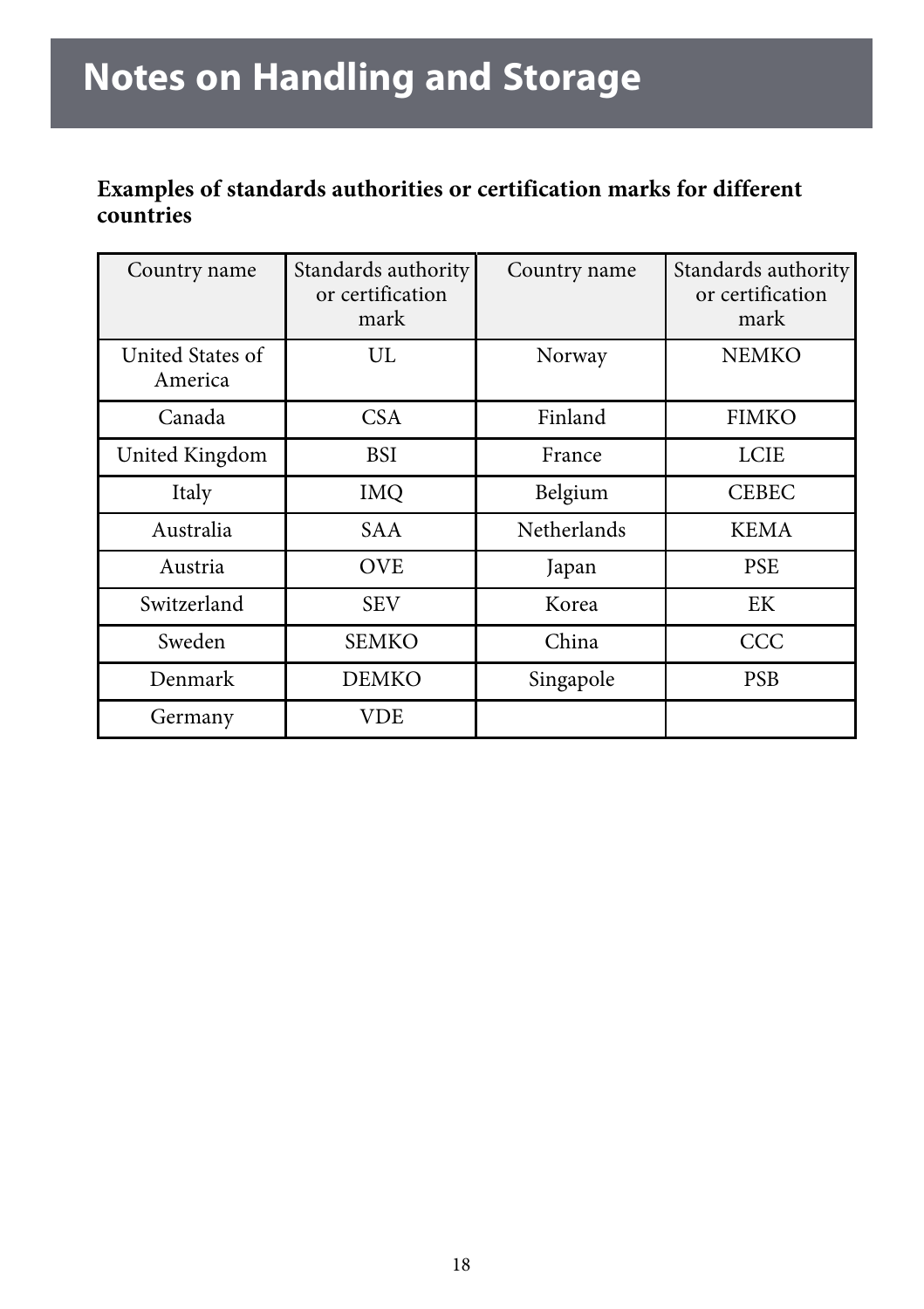# Notes on Handling and Storage

**Examples of standards authorities or certification marks for different countries**

| Country name | Standards authority or certification mark | Country name | Standards authority or certification mark |
|---|---|---|---|
| United States of America | UL | Norway | NEMKO |
| Canada | CSA | Finland | FIMKO |
| United Kingdom | BSI | France | LCIE |
| Italy | IMQ | Belgium | CEBEC |
| Australia | SAA | Netherlands | KEMA |
| Austria | OVE | Japan | PSE |
| Switzerland | SEV | Korea | EK |
| Sweden | SEMKO | China | CCC |
| Denmark | DEMKO | Singapole | PSB |
| Germany | VDE | | |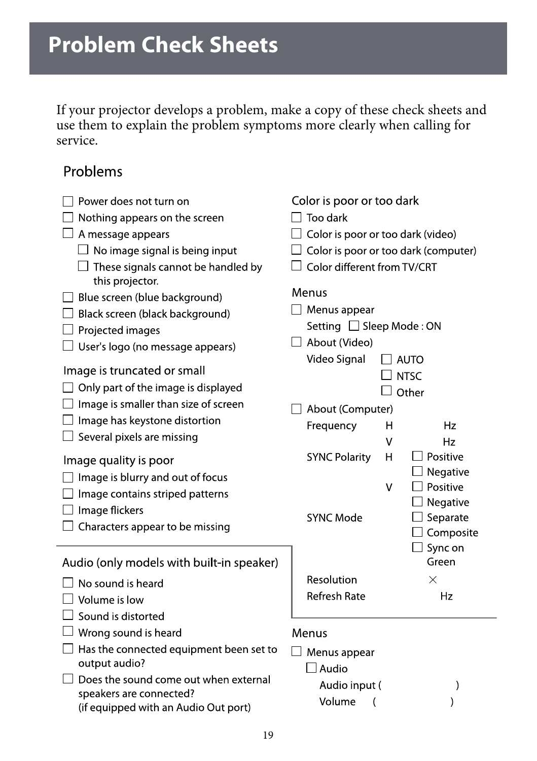# Problem Check Sheets

If your projector develops a problem, make a copy of these check sheets and use them to explain the problem symptoms more clearly when calling for service.

## Problems

- ☐ Power does not turn on
- ☐ Nothing appears on the screen
- ☐ A message appears
  - ☐ No image signal is being input
  - ☐ These signals cannot be handled by this projector.
- ☐ Blue screen (blue background)
- ☐ Black screen (black background)
- ☐ Projected images
- ☐ User's logo (no message appears)

### Image is truncated or small

- ☐ Only part of the image is displayed
- ☐ Image is smaller than size of screen
- ☐ Image has keystone distortion
- ☐ Several pixels are missing

### Image quality is poor

- ☐ Image is blurry and out of focus
- ☐ Image contains striped patterns
- ☐ Image flickers
- ☐ Characters appear to be missing

### Color is poor or too dark

- ☐ Too dark
- ☐ Color is poor or too dark (video)
- ☐ Color is poor or too dark (computer)
- ☐ Color different from TV/CRT

### Menus

- ☐ Menus appear
  - Setting ☐ Sleep Mode : ON
- ☐ About (Video)
  - Video Signal ☐ AUTO ☐ NTSC ☐ Other
- ☐ About (Computer)
  - Frequency H Hz
  - V Hz
  - SYNC Polarity H ☐ Positive ☐ Negative
  - V ☐ Positive ☐ Negative
  - SYNC Mode ☐ Separate ☐ Composite ☐ Sync on Green
  - Resolution ×
  - Refresh Rate Hz

### Audio (only models with built-in speaker)

- ☐ No sound is heard
- ☐ Volume is low
- ☐ Sound is distorted
- ☐ Wrong sound is heard
- ☐ Has the connected equipment been set to output audio?
- ☐ Does the sound come out when external speakers are connected? (if equipped with an Audio Out port)

### Menus

- ☐ Menus appear
  - ☐ Audio
    - Audio input (                    )
    - Volume (                    )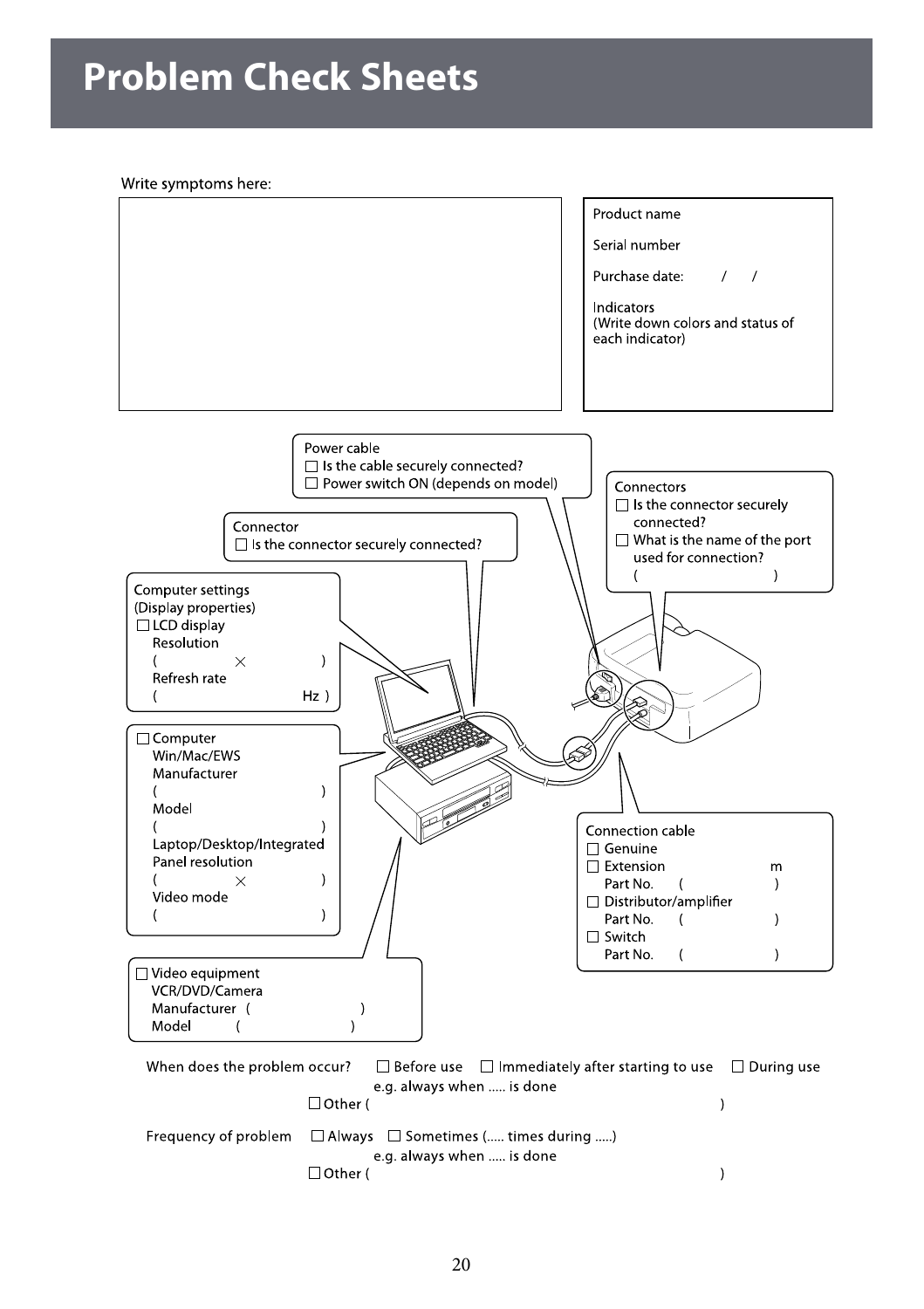# Problem Check Sheets

Write symptoms here:

Product name

Serial number

Purchase date: / /

Indicators
(Write down colors and status of each indicator)

Power cable
☐ Is the cable securely connected?
☐ Power switch ON (depends on model)

Connectors
☐ Is the connector securely connected?
☐ What is the name of the port used for connection?
( )

Connector
☐ Is the connector securely connected?

Computer settings
(Display properties)
☐ LCD display
Resolution
( × )
Refresh rate
( Hz )

☐ Computer
Win/Mac/EWS
Manufacturer
( )
Model
( )
Laptop/Desktop/Integrated
Panel resolution
( × )
Video mode
( )

Connection cable
☐ Genuine
☐ Extension m
Part No. ( )
☐ Distributor/amplifier
Part No. ( )
☐ Switch
Part No. ( )

☐ Video equipment
VCR/DVD/Camera
Manufacturer ( )
Model ( )

When does the problem occur? ☐ Before use ☐ Immediately after starting to use ☐ During use
e.g. always when ..... is done
☐ Other ( )

Frequency of problem ☐ Always ☐ Sometimes (..... times during .....)
e.g. always when ..... is done
☐ Other ( )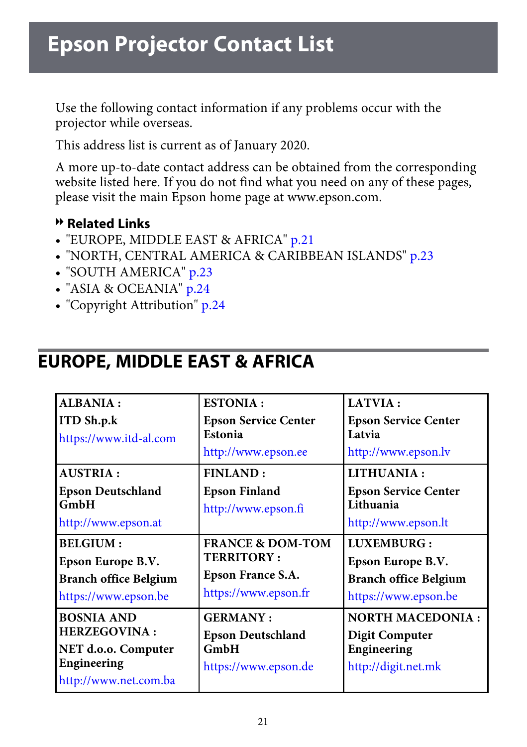# Epson Projector Contact List

Use the following contact information if any problems occur with the projector while overseas.

This address list is current as of January 2020.

A more up-to-date contact address can be obtained from the corresponding website listed here. If you do not find what you need on any of these pages, please visit the main Epson home page at www.epson.com.

**Related Links**

- "EUROPE, MIDDLE EAST & AFRICA" p.21
- "NORTH, CENTRAL AMERICA & CARIBBEAN ISLANDS" p.23
- "SOUTH AMERICA" p.23
- "ASIA & OCEANIA" p.24
- "Copyright Attribution" p.24

## EUROPE, MIDDLE EAST & AFRICA

| | | |
|---|---|---|
| **ALBANIA :**<br>**ITD Sh.p.k**<br>https://www.itd-al.com | **ESTONIA :**<br>**Epson Service Center Estonia**<br>http://www.epson.ee | **LATVIA :**<br>**Epson Service Center Latvia**<br>http://www.epson.lv |
| **AUSTRIA :**<br>**Epson Deutschland GmbH**<br>http://www.epson.at | **FINLAND :**<br>**Epson Finland**<br>http://www.epson.fi | **LITHUANIA :**<br>**Epson Service Center Lithuania**<br>http://www.epson.lt |
| **BELGIUM :**<br>**Epson Europe B.V.**<br>**Branch office Belgium**<br>https://www.epson.be | **FRANCE & DOM-TOM TERRITORY :**<br>**Epson France S.A.**<br>https://www.epson.fr | **LUXEMBURG :**<br>**Epson Europe B.V.**<br>**Branch office Belgium**<br>https://www.epson.be |
| **BOSNIA AND HERZEGOVINA :**<br>**NET d.o.o. Computer Engineering**<br>http://www.net.com.ba | **GERMANY :**<br>**Epson Deutschland GmbH**<br>https://www.epson.de | **NORTH MACEDONIA :**<br>**Digit Computer Engineering**<br>http://digit.net.mk |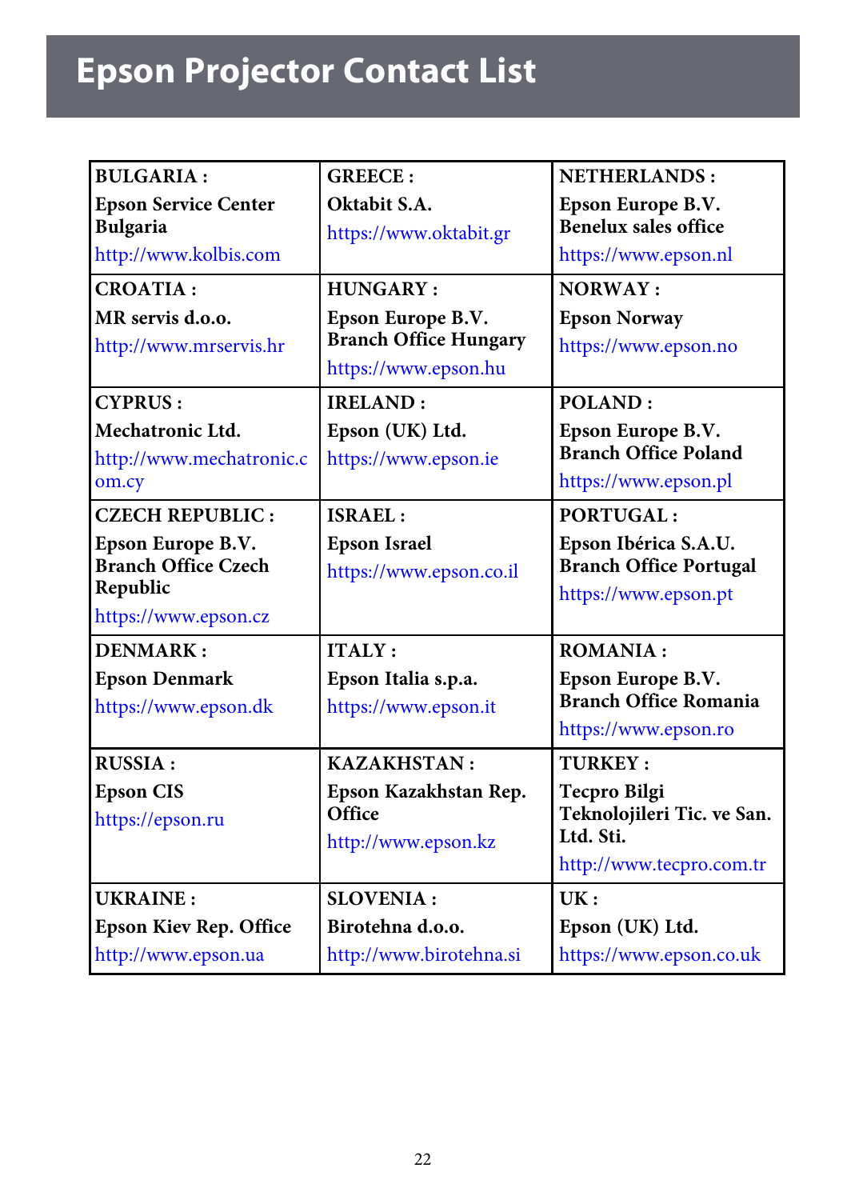# Epson Projector Contact List

| | | |
|---|---|---|
| **BULGARIA :**<br>**Epson Service Center Bulgaria**<br>http://www.kolbis.com | **GREECE :**<br>**Oktabit S.A.**<br>https://www.oktabit.gr | **NETHERLANDS :**<br>**Epson Europe B.V. Benelux sales office**<br>https://www.epson.nl |
| **CROATIA :**<br>**MR servis d.o.o.**<br>http://www.mrservis.hr | **HUNGARY :**<br>**Epson Europe B.V. Branch Office Hungary**<br>https://www.epson.hu | **NORWAY :**<br>**Epson Norway**<br>https://www.epson.no |
| **CYPRUS :**<br>**Mechatronic Ltd.**<br>http://www.mechatronic.com.cy | **IRELAND :**<br>**Epson (UK) Ltd.**<br>https://www.epson.ie | **POLAND :**<br>**Epson Europe B.V. Branch Office Poland**<br>https://www.epson.pl |
| **CZECH REPUBLIC :**<br>**Epson Europe B.V. Branch Office Czech Republic**<br>https://www.epson.cz | **ISRAEL :**<br>**Epson Israel**<br>https://www.epson.co.il | **PORTUGAL :**<br>**Epson Ibérica S.A.U. Branch Office Portugal**<br>https://www.epson.pt |
| **DENMARK :**<br>**Epson Denmark**<br>https://www.epson.dk | **ITALY :**<br>**Epson Italia s.p.a.**<br>https://www.epson.it | **ROMANIA :**<br>**Epson Europe B.V. Branch Office Romania**<br>https://www.epson.ro |
| **RUSSIA :**<br>**Epson CIS**<br>https://epson.ru | **KAZAKHSTAN :**<br>**Epson Kazakhstan Rep. Office**<br>http://www.epson.kz | **TURKEY :**<br>**Tecpro Bilgi Teknolojileri Tic. ve San. Ltd. Sti.**<br>http://www.tecpro.com.tr |
| **UKRAINE :**<br>**Epson Kiev Rep. Office**<br>http://www.epson.ua | **SLOVENIA :**<br>**Birotehna d.o.o.**<br>http://www.birotehna.si | **UK :**<br>**Epson (UK) Ltd.**<br>https://www.epson.co.uk |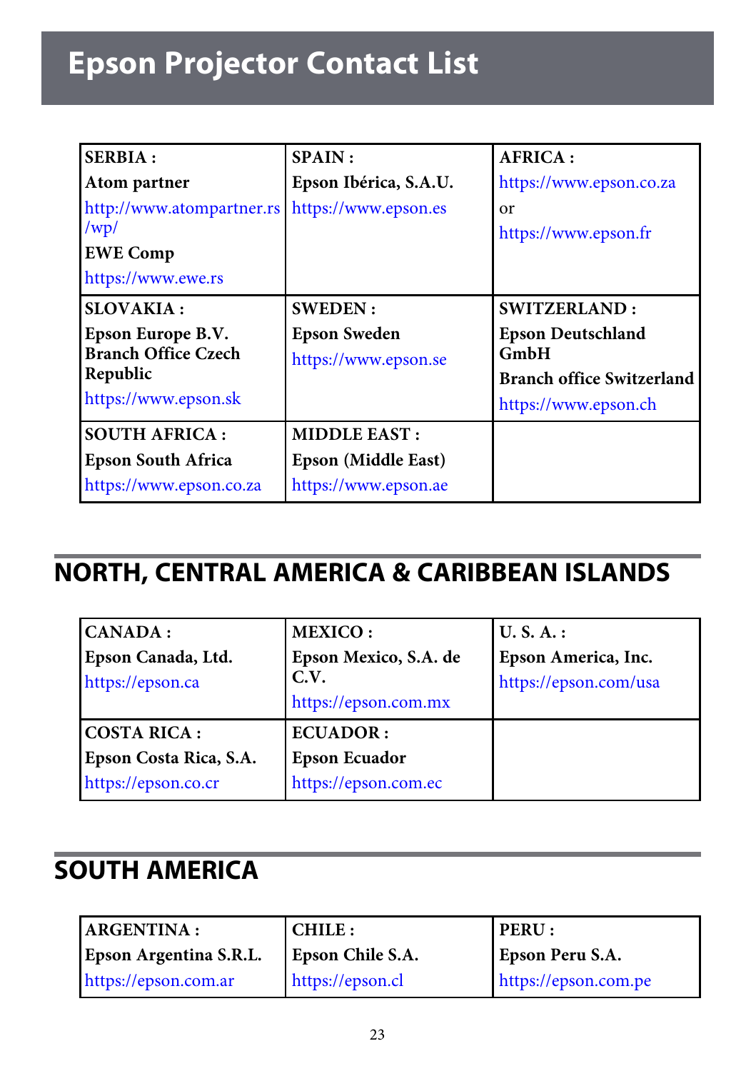# Epson Projector Contact List

| SERBIA :<br>**Atom partner**<br>http://www.atompartner.rs/wp/<br>**EWE Comp**<br>https://www.ewe.rs | SPAIN :<br>**Epson Ibérica, S.A.U.**<br>https://www.epson.es | AFRICA :<br>https://www.epson.co.za<br>or<br>https://www.epson.fr |
|---|---|---|
| SLOVAKIA :<br>**Epson Europe B.V. Branch Office Czech Republic**<br>https://www.epson.sk | SWEDEN :<br>**Epson Sweden**<br>https://www.epson.se | SWITZERLAND :<br>**Epson Deutschland GmbH**<br>**Branch office Switzerland**<br>https://www.epson.ch |
| SOUTH AFRICA :<br>**Epson South Africa**<br>https://www.epson.co.za | MIDDLE EAST :<br>**Epson (Middle East)**<br>https://www.epson.ae | |

## NORTH, CENTRAL AMERICA & CARIBBEAN ISLANDS

| CANADA :<br>**Epson Canada, Ltd.**<br>https://epson.ca | MEXICO :<br>**Epson Mexico, S.A. de C.V.**<br>https://epson.com.mx | U. S. A. :<br>**Epson America, Inc.**<br>https://epson.com/usa |
|---|---|---|
| COSTA RICA :<br>**Epson Costa Rica, S.A.**<br>https://epson.co.cr | ECUADOR :<br>**Epson Ecuador**<br>https://epson.com.ec | |

## SOUTH AMERICA

| ARGENTINA :<br>**Epson Argentina S.R.L.**<br>https://epson.com.ar | CHILE :<br>**Epson Chile S.A.**<br>https://epson.cl | PERU :<br>**Epson Peru S.A.**<br>https://epson.com.pe |
|---|---|---|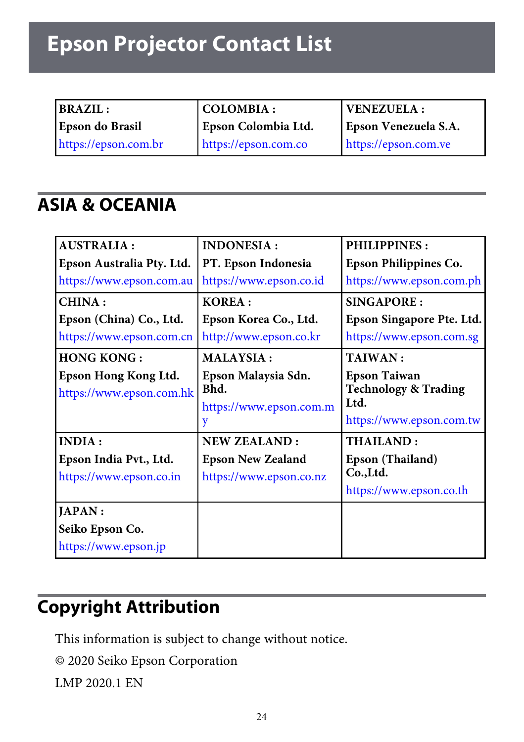# Epson Projector Contact List

| | | |
|---|---|---|
| **BRAZIL :**<br>**Epson do Brasil**<br>https://epson.com.br | **COLOMBIA :**<br>**Epson Colombia Ltd.**<br>https://epson.com.co | **VENEZUELA :**<br>**Epson Venezuela S.A.**<br>https://epson.com.ve |

## ASIA & OCEANIA

| | | |
|---|---|---|
| **AUSTRALIA :**<br>**Epson Australia Pty. Ltd.**<br>https://www.epson.com.au | **INDONESIA :**<br>**PT. Epson Indonesia**<br>https://www.epson.co.id | **PHILIPPINES :**<br>**Epson Philippines Co.**<br>https://www.epson.com.ph |
| **CHINA :**<br>**Epson (China) Co., Ltd.**<br>https://www.epson.com.cn | **KOREA :**<br>**Epson Korea Co., Ltd.**<br>http://www.epson.co.kr | **SINGAPORE :**<br>**Epson Singapore Pte. Ltd.**<br>https://www.epson.com.sg |
| **HONG KONG :**<br>**Epson Hong Kong Ltd.**<br>https://www.epson.com.hk | **MALAYSIA :**<br>**Epson Malaysia Sdn. Bhd.**<br>https://www.epson.com.my | **TAIWAN :**<br>**Epson Taiwan Technology & Trading Ltd.**<br>https://www.epson.com.tw |
| **INDIA :**<br>**Epson India Pvt., Ltd.**<br>https://www.epson.co.in | **NEW ZEALAND :**<br>**Epson New Zealand**<br>https://www.epson.co.nz | **THAILAND :**<br>**Epson (Thailand) Co.,Ltd.**<br>https://www.epson.co.th |
| **JAPAN :**<br>**Seiko Epson Co.**<br>https://www.epson.jp | | |

## Copyright Attribution

This information is subject to change without notice.

© 2020 Seiko Epson Corporation

LMP 2020.1 EN